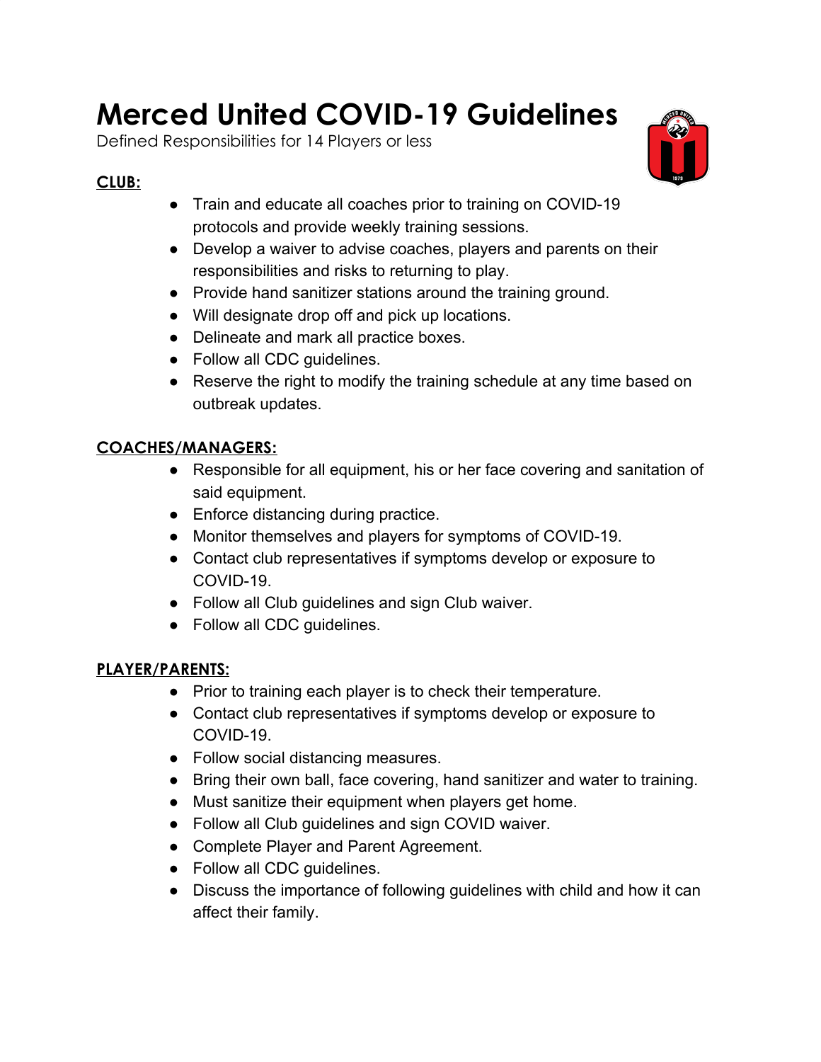# Merced United COVID-19 Guidelines

Defined Responsibilities for 14 Players or less

**CLUB:**

- Train and educate all coaches prior to training on COVID-19 protocols and provide weekly training sessions.
- Develop a waiver to advise coaches, players and parents on their responsibilities and risks to returning to play.
- Provide hand sanitizer stations around the training ground.
- Will designate drop off and pick up locations.
- Delineate and mark all practice boxes.
- Follow all CDC guidelines.
- Reserve the right to modify the training schedule at any time based on outbreak updates.

**COACHES/MANAGERS:**

- Responsible for all equipment, his or her face covering and sanitation of said equipment.
- Enforce distancing during practice.
- Monitor themselves and players for symptoms of COVID-19.
- Contact club representatives if symptoms develop or exposure to COVID-19.
- Follow all Club guidelines and sign Club waiver.
- Follow all CDC guidelines.

**PLAYER/PARENTS:**

- Prior to training each player is to check their temperature.
- Contact club representatives if symptoms develop or exposure to COVID-19.
- Follow social distancing measures.
- Bring their own ball, face covering, hand sanitizer and water to training.
- Must sanitize their equipment when players get home.
- Follow all Club guidelines and sign COVID waiver.
- Complete Player and Parent Agreement.
- Follow all CDC guidelines.
- Discuss the importance of following guidelines with child and how it can affect their family.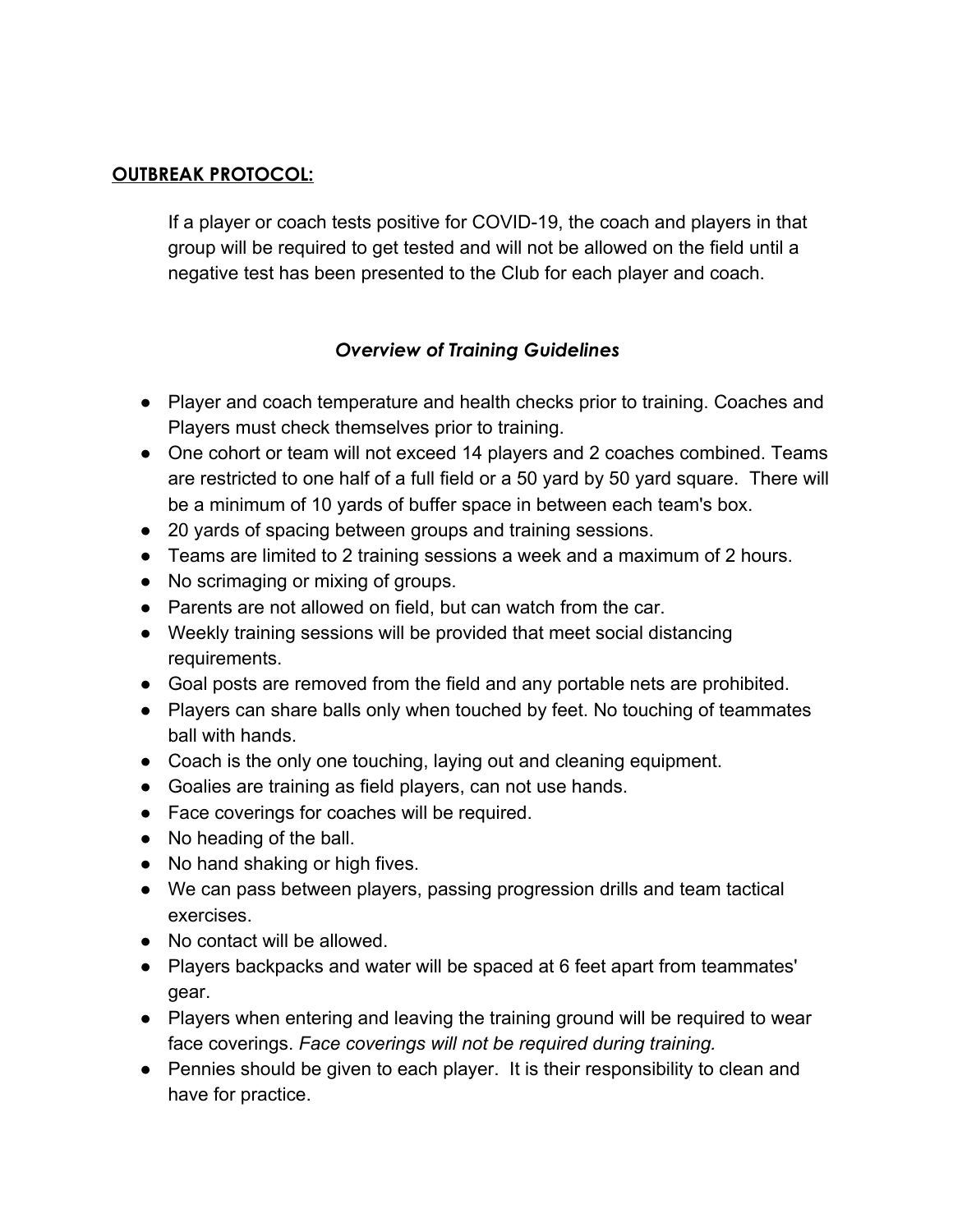**<u>OUTBREAK PROTOCOL:</u>**

If a player or coach tests positive for COVID-19, the coach and players in that group will be required to get tested and will not be allowed on the field until a negative test has been presented to the Club for each player and coach.

### *Overview of Training Guidelines*

- Player and coach temperature and health checks prior to training. Coaches and Players must check themselves prior to training.
- One cohort or team will not exceed 14 players and 2 coaches combined. Teams are restricted to one half of a full field or a 50 yard by 50 yard square. There will be a minimum of 10 yards of buffer space in between each team's box.
- 20 yards of spacing between groups and training sessions.
- Teams are limited to 2 training sessions a week and a maximum of 2 hours.
- No scrimaging or mixing of groups.
- Parents are not allowed on field, but can watch from the car.
- Weekly training sessions will be provided that meet social distancing requirements.
- Goal posts are removed from the field and any portable nets are prohibited.
- Players can share balls only when touched by feet. No touching of teammates ball with hands.
- Coach is the only one touching, laying out and cleaning equipment.
- Goalies are training as field players, can not use hands.
- Face coverings for coaches will be required.
- No heading of the ball.
- No hand shaking or high fives.
- We can pass between players, passing progression drills and team tactical exercises.
- No contact will be allowed.
- Players backpacks and water will be spaced at 6 feet apart from teammates' gear.
- Players when entering and leaving the training ground will be required to wear face coverings. *Face coverings will not be required during training.*
- Pennies should be given to each player. It is their responsibility to clean and have for practice.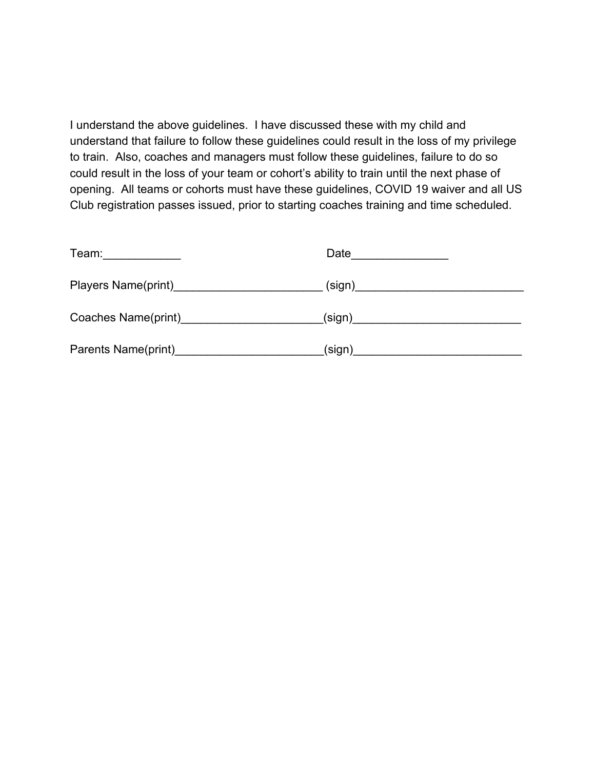I understand the above guidelines.  I have discussed these with my child and understand that failure to follow these guidelines could result in the loss of my privilege to train.  Also, coaches and managers must follow these guidelines, failure to do so could result in the loss of your team or cohort's ability to train until the next phase of opening.  All teams or cohorts must have these guidelines, COVID 19 waiver and all US Club registration passes issued, prior to starting coaches training and time scheduled.

Team:____________ Date_______________

Players Name(print)_______________________ (sign)__________________________

Coaches Name(print)______________________(sign)__________________________

Parents Name(print)_______________________(sign)__________________________